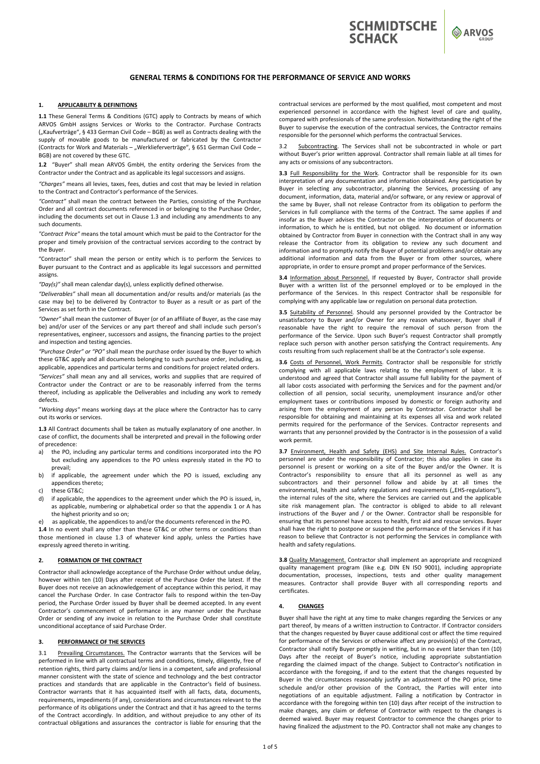# GENERAL TERMS & CONDITIONS FOR THE PERFORMANCE OF SERVICE AND WORKS

## 1. APPLICABILITY & DEFINITIONS

**1.1** These General Terms & Conditions (GTC) apply to Contracts by means of which ARVOS GmbH assigns Services or Works to the Contractor. Purchase Contracts („Kaufverträge", § 433 German Civil Code – BGB) as well as Contracts dealing with the supply of movable goods to be manufactured or fabricated by the Contractor (Contracts for Work and Materials – „Werklieferverträge", § 651 German Civil Code – BGB) are not covered by these GTC.

**1.2** "Buyer" shall mean ARVOS GmbH, the entity ordering the Services from the Contractor under the Contract and as applicable its legal successors and assigns.

*"Charges"* means all levies, taxes, fees, duties and cost that may be levied in relation to the Contract and Contractor's performance of the Services.

*"Contract"* shall mean the contract between the Parties, consisting of the Purchase Order and all contract documents referenced in or belonging to the Purchase Order, including the documents set out in Clause 1.3 and including any amendments to any such documents.

*"Contract Price"* means the total amount which must be paid to the Contractor for the proper and timely provision of the contractual services according to the contract by the Buyer.

"Contractor" shall mean the person or entity which is to perform the Services to Buyer pursuant to the Contract and as applicable its legal successors and permitted assigns.

*"Day(s)"* shall mean calendar day(s), unless explicitly defined otherwise.

*"Deliverables"* shall mean all documentation and/or results and/or materials (as the case may be) to be delivered by Contractor to Buyer as a result or as part of the Services as set forth in the Contract.

*"Owner"* shall mean the customer of Buyer (or of an affiliate of Buyer, as the case may be) and/or user of the Services or any part thereof and shall include such person's representatives, engineer, successors and assigns, the financing parties to the project and inspection and testing agencies.

*"Purchase Order" or "PO"* shall mean the purchase order issued by the Buyer to which these GT&C apply and all documents belonging to such purchase order, including, as applicable, appendices and particular terms and conditions for project related orders.

*"Services"* shall mean any and all services, works and supplies that are required of Contractor under the Contract or are to be reasonably inferred from the terms thereof, including as applicable the Deliverables and including any work to remedy defects.

*"Working days"* means working days at the place where the Contractor has to carry out its works or services.

**1.3** All Contract documents shall be taken as mutually explanatory of one another. In case of conflict, the documents shall be interpreted and prevail in the following order of precedence:

a) the PO, including any particular terms and conditions incorporated into the PO but excluding any appendices to the PO unless expressly stated in the PO to prevail;
b) if applicable, the agreement under which the PO is issued, excluding any appendices thereto;
c) these GT&C;
d) if applicable, the appendices to the agreement under which the PO is issued, in, as applicable, numbering or alphabetical order so that the appendix 1 or A has the highest priority and so on;
e) as applicable, the appendices to and/or the documents referenced in the PO.

**1.4** In no event shall any other than these GT&C or other terms or conditions than those mentioned in clause 1.3 of whatever kind apply, unless the Parties have expressly agreed thereto in writing.

## 2. FORMATION OF THE CONTRACT

Contractor shall acknowledge acceptance of the Purchase Order without undue delay, however within ten (10) Days after receipt of the Purchase Order the latest. If the Buyer does not receive an acknowledgement of acceptance within this period, it may cancel the Purchase Order. In case Contractor fails to respond within the ten-Day period, the Purchase Order issued by Buyer shall be deemed accepted. In any event Contractor's commencement of performance in any manner under the Purchase Order or sending of any invoice in relation to the Purchase Order shall constitute unconditional acceptance of said Purchase Order.

## 3. PERFORMANCE OF THE SERVICES

3.1 Prevailing Circumstances. The Contractor warrants that the Services will be performed in line with all contractual terms and conditions, timely, diligently, free of retention rights, third party claims and/or liens in a competent, safe and professional manner consistent with the state of science and technology and the best contractor practices and standards that are applicable in the Contractor's field of business. Contractor warrants that it has acquainted itself with all facts, data, documents, requirements, impediments (if any), considerations and circumstances relevant to the performance of its obligations under the Contract and that it has agreed to the terms of the Contract accordingly. In addition, and without prejudice to any other of its contractual obligations and assurances the contractor is liable for ensuring that the contractual services are performed by the most qualified, most competent and most experienced personnel in accordance with the highest level of care and quality, compared with professionals of the same profession. Notwithstanding the right of the Buyer to supervise the execution of the contractual services, the Contractor remains responsible for the personnel which performs the contractual Services.

3.2 Subcontracting. The Services shall not be subcontracted in whole or part without Buyer's prior written approval. Contractor shall remain liable at all times for any acts or omissions of any subcontractors.

**3.3** Full Responsibility for the Work. Contractor shall be responsible for its own interpretation of any documentation and information obtained. Any participation by Buyer in selecting any subcontractor, planning the Services, processing of any document, information, data, material and/or software, or any review or approval of the same by Buyer, shall not release Contractor from its obligation to perform the Services in full compliance with the terms of the Contract. The same applies if and insofar as the Buyer advises the Contractor on the interpretation of documents or information, to which he is entitled, but not obliged. No document or information obtained by Contractor from Buyer in connection with the Contract shall in any way release the Contractor from its obligation to review any such document and information and to promptly notify the Buyer of potential problems and/or obtain any additional information and data from the Buyer or from other sources, where appropriate, in order to ensure prompt and proper performance of the Services.

**3.4** Information about Personnel. If requested by Buyer, Contractor shall provide Buyer with a written list of the personnel employed or to be employed in the performance of the Services. In this respect Contractor shall be responsible for complying with any applicable law or regulation on personal data protection.

**3.5** Suitability of Personnel. Should any personnel provided by the Contractor be unsatisfactory to Buyer and/or Owner for any reason whatsoever, Buyer shall if reasonable have the right to require the removal of such person from the performance of the Service. Upon such Buyer's request Contractor shall promptly replace such person with another person satisfying the Contract requirements. Any costs resulting from such replacement shall be at the Contractor's sole expense.

**3.6** Costs of Personnel, Work Permits. Contractor shall be responsible for strictly complying with all applicable laws relating to the employment of labor. It is understood and agreed that Contractor shall assume full liability for the payment of all labor costs associated with performing the Services and for the payment and/or collection of all pension, social security, unemployment insurance and/or other employment taxes or contributions imposed by domestic or foreign authority and arising from the employment of any person by Contractor. Contractor shall be responsible for obtaining and maintaining at its expenses all visa and work related permits required for the performance of the Services. Contractor represents and warrants that any personnel provided by the Contractor is in the possession of a valid work permit.

**3.7** Environment, Health and Safety (EHS) and Site Internal Rules. Contractor's personnel are under the responsibility of Contractor; this also applies in case its personnel is present or working on a site of the Buyer and/or the Owner. It is Contractor's responsibility to ensure that all its personnel as well as any subcontractors and their personnel follow and abide by at all times the environmental, health and safety regulations and requirements („EHS-regulations"), the internal rules of the site, where the Services are carried out and the applicable site risk management plan. The contractor is obliged to abide to all relevant instructions of the Buyer and / or the Owner. Contractor shall be responsible for ensuring that its personnel have access to health, first aid and rescue services. Buyer shall have the right to postpone or suspend the performance of the Services if it has reason to believe that Contractor is not performing the Services in compliance with health and safety regulations.

**3.8** Quality Management. Contractor shall implement an appropriate and recognized quality management program (like e.g. DIN EN ISO 9001), including appropriate documentation, processes, inspections, tests and other quality management measures. Contractor shall provide Buyer with all corresponding reports and certificates.

## 4. CHANGES

Buyer shall have the right at any time to make changes regarding the Services or any part thereof, by means of a written instruction to Contractor. If Contractor considers that the changes requested by Buyer cause additional cost or affect the time required for performance of the Services or otherwise affect any provision(s) of the Contract, Contractor shall notify Buyer promptly in writing, but in no event later than ten (10) Days after the receipt of Buyer's notice, including appropriate substantiation regarding the claimed impact of the change. Subject to Contractor's notification in accordance with the foregoing, if and to the extent that the changes requested by Buyer in the circumstances reasonably justify an adjustment of the PO price, time schedule and/or other provision of the Contract, the Parties will enter into negotiations of an equitable adjustment. Failing a notification by Contractor in accordance with the foregoing within ten (10) days after receipt of the instruction to make changes, any claim or defense of Contractor with respect to the changes is deemed waived. Buyer may request Contractor to commence the changes prior to having finalized the adjustment to the PO. Contractor shall not make any changes to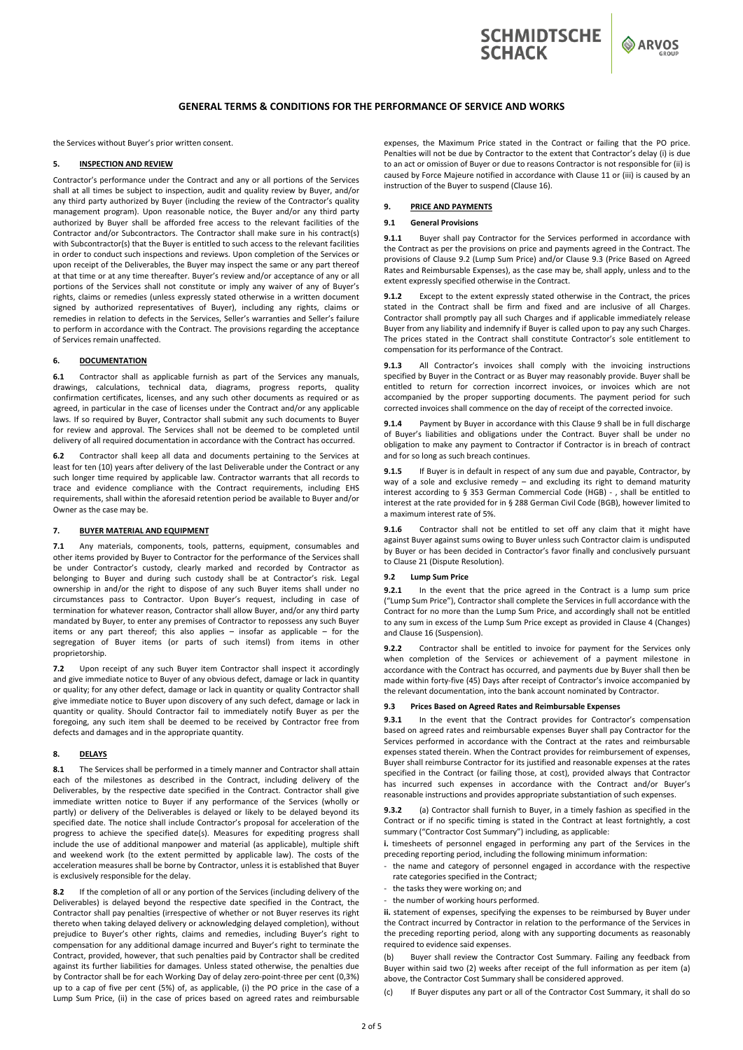the Services without Buyer's prior written consent.

## 5. INSPECTION AND REVIEW

Contractor's performance under the Contract and any or all portions of the Services shall at all times be subject to inspection, audit and quality review by Buyer, and/or any third party authorized by Buyer (including the review of the Contractor's quality management program). Upon reasonable notice, the Buyer and/or any third party authorized by Buyer shall be afforded free access to the relevant facilities of the Contractor and/or Subcontractors. The Contractor shall make sure in his contract(s) with Subcontractor(s) that the Buyer is entitled to such access to the relevant facilities in order to conduct such inspections and reviews. Upon completion of the Services or upon receipt of the Deliverables, the Buyer may inspect the same or any part thereof at that time or at any time thereafter. Buyer's review and/or acceptance of any or all portions of the Services shall not constitute or imply any waiver of any of Buyer's rights, claims or remedies (unless expressly stated otherwise in a written document signed by authorized representatives of Buyer), including any rights, claims or remedies in relation to defects in the Services, Seller's warranties and Seller's failure to perform in accordance with the Contract. The provisions regarding the acceptance of Services remain unaffected.

## 6. DOCUMENTATION

**6.1** Contractor shall as applicable furnish as part of the Services any manuals, drawings, calculations, technical data, diagrams, progress reports, quality confirmation certificates, licenses, and any such other documents as required or as agreed, in particular in the case of licenses under the Contract and/or any applicable laws. If so required by Buyer, Contractor shall submit any such documents to Buyer for review and approval. The Services shall not be deemed to be completed until delivery of all required documentation in accordance with the Contract has occurred.

**6.2** Contractor shall keep all data and documents pertaining to the Services at least for ten (10) years after delivery of the last Deliverable under the Contract or any such longer time required by applicable law. Contractor warrants that all records to trace and evidence compliance with the Contract requirements, including EHS requirements, shall within the aforesaid retention period be available to Buyer and/or Owner as the case may be.

## 7. BUYER MATERIAL AND EQUIPMENT

**7.1** Any materials, components, tools, patterns, equipment, consumables and other items provided by Buyer to Contractor for the performance of the Services shall be under Contractor's custody, clearly marked and recorded by Contractor as belonging to Buyer and during such custody shall be at Contractor's risk. Legal ownership in and/or the right to dispose of any such Buyer items shall under no circumstances pass to Contractor. Upon Buyer's request, including in case of termination for whatever reason, Contractor shall allow Buyer, and/or any third party mandated by Buyer, to enter any premises of Contractor to repossess any such Buyer items or any part thereof; this also applies – insofar as applicable – for the segregation of Buyer items (or parts of such itemsl) from items in other proprietorship.

**7.2** Upon receipt of any such Buyer item Contractor shall inspect it accordingly and give immediate notice to Buyer of any obvious defect, damage or lack in quantity or quality; for any other defect, damage or lack in quantity or quality Contractor shall give immediate notice to Buyer upon discovery of any such defect, damage or lack in quantity or quality. Should Contractor fail to immediately notify Buyer as per the foregoing, any such item shall be deemed to be received by Contractor free from defects and damages and in the appropriate quantity.

## 8. DELAYS

**8.1** The Services shall be performed in a timely manner and Contractor shall attain each of the milestones as described in the Contract, including delivery of the Deliverables, by the respective date specified in the Contract. Contractor shall give immediate written notice to Buyer if any performance of the Services (wholly or partly) or delivery of the Deliverables is delayed or likely to be delayed beyond its specified date. The notice shall include Contractor's proposal for acceleration of the progress to achieve the specified date(s). Measures for expediting progress shall include the use of additional manpower and material (as applicable), multiple shift and weekend work (to the extent permitted by applicable law). The costs of the acceleration measures shall be borne by Contractor, unless it is established that Buyer is exclusively responsible for the delay.

**8.2** If the completion of all or any portion of the Services (including delivery of the Deliverables) is delayed beyond the respective date specified in the Contract, the Contractor shall pay penalties (irrespective of whether or not Buyer reserves its right thereto when taking delayed delivery or acknowledging delayed completion), without prejudice to Buyer's other rights, claims and remedies, including Buyer's right to compensation for any additional damage incurred and Buyer's right to terminate the Contract, provided, however, that such penalties paid by Contractor shall be credited against its further liabilities for damages. Unless stated otherwise, the penalties due by Contractor shall be for each Working Day of delay zero-point-three per cent (0,3%) up to a cap of five per cent (5%) of, as applicable, (i) the PO price in the case of a Lump Sum Price, (ii) in the case of prices based on agreed rates and reimbursable expenses, the Maximum Price stated in the Contract or failing that the PO price. Penalties will not be due by Contractor to the extent that Contractor's delay (i) is due to an act or omission of Buyer or due to reasons Contractor is not responsible for (ii) is caused by Force Majeure notified in accordance with Clause 11 or (iii) is caused by an instruction of the Buyer to suspend (Clause 16).

## 9. PRICE AND PAYMENTS

### 9.1 General Provisions

**9.1.1** Buyer shall pay Contractor for the Services performed in accordance with the Contract as per the provisions on price and payments agreed in the Contract. The provisions of Clause 9.2 (Lump Sum Price) and/or Clause 9.3 (Price Based on Agreed Rates and Reimbursable Expenses), as the case may be, shall apply, unless and to the extent expressly specified otherwise in the Contract.

**9.1.2** Except to the extent expressly stated otherwise in the Contract, the prices stated in the Contract shall be firm and fixed and are inclusive of all Charges. Contractor shall promptly pay all such Charges and if applicable immediately release Buyer from any liability and indemnify if Buyer is called upon to pay any such Charges. The prices stated in the Contract shall constitute Contractor's sole entitlement to compensation for its performance of the Contract.

**9.1.3** All Contractor's invoices shall comply with the invoicing instructions specified by Buyer in the Contract or as Buyer may reasonably provide. Buyer shall be entitled to return for correction incorrect invoices, or invoices which are not accompanied by the proper supporting documents. The payment period for such corrected invoices shall commence on the day of receipt of the corrected invoice.

**9.1.4** Payment by Buyer in accordance with this Clause 9 shall be in full discharge of Buyer's liabilities and obligations under the Contract. Buyer shall be under no obligation to make any payment to Contractor if Contractor is in breach of contract and for so long as such breach continues.

**9.1.5** If Buyer is in default in respect of any sum due and payable, Contractor, by way of a sole and exclusive remedy – and excluding its right to demand maturity interest according to § 353 German Commercial Code (HGB) - , shall be entitled to interest at the rate provided for in § 288 German Civil Code (BGB), however limited to a maximum interest rate of 5%.

**9.1.6** Contractor shall not be entitled to set off any claim that it might have against Buyer against sums owing to Buyer unless such Contractor claim is undisputed by Buyer or has been decided in Contractor's favor finally and conclusively pursuant to Clause 21 (Dispute Resolution).

### 9.2 Lump Sum Price

**9.2.1** In the event that the price agreed in the Contract is a lump sum price ("Lump Sum Price"), Contractor shall complete the Services in full accordance with the Contract for no more than the Lump Sum Price, and accordingly shall not be entitled to any sum in excess of the Lump Sum Price except as provided in Clause 4 (Changes) and Clause 16 (Suspension).

**9.2.2** Contractor shall be entitled to invoice for payment for the Services only when completion of the Services or achievement of a payment milestone in accordance with the Contract has occurred, and payments due by Buyer shall then be made within forty-five (45) Days after receipt of Contractor's invoice accompanied by the relevant documentation, into the bank account nominated by Contractor.

### 9.3 Prices Based on Agreed Rates and Reimbursable Expenses

**9.3.1** In the event that the Contract provides for Contractor's compensation based on agreed rates and reimbursable expenses Buyer shall pay Contractor for the Services performed in accordance with the Contract at the rates and reimbursable expenses stated therein. When the Contract provides for reimbursement of expenses, Buyer shall reimburse Contractor for its justified and reasonable expenses at the rates specified in the Contract (or failing those, at cost), provided always that Contractor has incurred such expenses in accordance with the Contract and/or Buyer's reasonable instructions and provides appropriate substantiation of such expenses.

**9.3.2** (a) Contractor shall furnish to Buyer, in a timely fashion as specified in the Contract or if no specific timing is stated in the Contract at least fortnightly, a cost summary ("Contractor Cost Summary") including, as applicable:

**i.** timesheets of personnel engaged in performing any part of the Services in the preceding reporting period, including the following minimum information:

- the name and category of personnel engaged in accordance with the respective rate categories specified in the Contract;
- the tasks they were working on; and
- the number of working hours performed.

**ii.** statement of expenses, specifying the expenses to be reimbursed by Buyer under the Contract incurred by Contractor in relation to the performance of the Services in the preceding reporting period, along with any supporting documents as reasonably required to evidence said expenses.

(b) Buyer shall review the Contractor Cost Summary. Failing any feedback from Buyer within said two (2) weeks after receipt of the full information as per item (a) above, the Contractor Cost Summary shall be considered approved.

(c) If Buyer disputes any part or all of the Contractor Cost Summary, it shall do so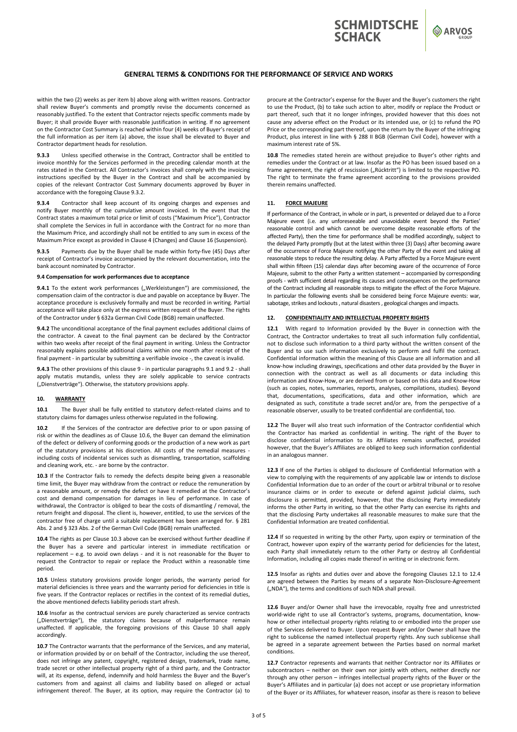within the two (2) weeks as per item b) above along with written reasons. Contractor shall review Buyer's comments and promptly revise the documents concerned as reasonably justified. To the extent that Contractor rejects specific comments made by Buyer; it shall provide Buyer with reasonable justification in writing. If no agreement on the Contractor Cost Summary is reached within four (4) weeks of Buyer's receipt of the full information as per item (a) above, the issue shall be elevated to Buyer and Contractor department heads for resolution.

**9.3.3** Unless specified otherwise in the Contract, Contractor shall be entitled to invoice monthly for the Services performed in the preceding calendar month at the rates stated in the Contract. All Contractor's invoices shall comply with the invoicing instructions specified by the Buyer in the Contract and shall be accompanied by copies of the relevant Contractor Cost Summary documents approved by Buyer in accordance with the foregoing Clause 9.3.2.

**9.3.4** Contractor shall keep account of its ongoing charges and expenses and notify Buyer monthly of the cumulative amount invoiced. In the event that the Contract states a maximum total price or limit of costs ("Maximum Price"), Contractor shall complete the Services in full in accordance with the Contract for no more than the Maximum Price, and accordingly shall not be entitled to any sum in excess of the Maximum Price except as provided in Clause 4 (Changes) and Clause 16 (Suspension).

**9.3.5** Payments due by the Buyer shall be made within forty-five (45) Days after receipt of Contractor's invoice accompanied by the relevant documentation, into the bank account nominated by Contractor.

**9.4 Compensation for work performances due to acceptance**

**9.4.1** To the extent work performances („Werkleistungen") are commissioned, the compensation claim of the contractor is due and payable on acceptance by Buyer. The acceptance procedure is exclusively formally and must be recorded in writing. Partial acceptance will take place only at the express written request of the Buyer. The rights of the Contractor under § 632a German Civil Code (BGB) remain unaffected.

**9.4.2** The unconditional acceptance of the final payment excludes additional claims of the contractor. A caveat to the final payment can be declared by the Contractor within two weeks after receipt of the final payment in writing. Unless the Contractor reasonably explains possible additional claims within one month after receipt of the final payment - in particular by submitting a verifiable invoice -, the caveat is invalid.

**9.4.3** The other provisions of this clause 9 - in particular paragraphs 9.1 and 9.2 - shall apply mutatis mutandis, unless they are solely applicable to service contracts („Dienstverträge"). Otherwise, the statutory provisions apply.

## 10. WARRANTY

**10.1** The Buyer shall be fully entitled to statutory defect-related claims and to statutory claims for damages unless otherwise regulated in the following.

**10.2** If the Services of the contractor are defective prior to or upon passing of risk or within the deadlines as of Clause 10.6, the Buyer can demand the elimination of the defect or delivery of conforming goods or the production of a new work as part of the statutory provisions at his discretion. All costs of the remedial measures - including costs of incidental services such as dismantling, transportation, scaffolding and cleaning work, etc. - are borne by the contractor.

**10.3** If the Contractor fails to remedy the defects despite being given a reasonable time limit, the Buyer may withdraw from the contract or reduce the remuneration by a reasonable amount, or remedy the defect or have it remedied at the Contractor's cost and demand compensation for damages in lieu of performance. In case of withdrawal, the Contractor is obliged to bear the costs of dismantling / removal, the return freight and disposal. The client is, however, entitled, to use the services of the contractor free of charge until a suitable replacement has been arranged for. § 281 Abs. 2 and § 323 Abs. 2 of the German Civil Code (BGB) remain unaffected.

**10.4** The rights as per Clause 10.3 above can be exercised without further deadline if the Buyer has a severe and particular interest in immediate rectification or replacement – e.g. to avoid own delays - and it is not reasonable for the Buyer to request the Contractor to repair or replace the Product within a reasonable time period.

**10.5** Unless statutory provisions provide longer periods, the warranty period for material deficiencies is three years and the warranty period for deficiencies in title is five years. If the Contractor replaces or rectifies in the context of its remedial duties, the above mentioned defects liability periods start afresh.

**10.6** Insofar as the contractual services are purely characterized as service contracts („Dienstverträge"), the statutory claims because of malperformance remain unaffected. If applicable, the foregoing provisions of this Clause 10 shall apply accordingly.

**10.7** The Contractor warrants that the performance of the Services, and any material, or information provided by or on behalf of the Contractor, including the use thereof, does not infringe any patent, copyright, registered design, trademark, trade name, trade secret or other intellectual property right of a third party, and the Contractor will, at its expense, defend, indemnify and hold harmless the Buyer and the Buyer's customers from and against all claims and liability based on alleged or actual infringement thereof. The Buyer, at its option, may require the Contractor (a) to procure at the Contractor's expense for the Buyer and the Buyer's customers the right to use the Product, (b) to take such action to alter, modify or replace the Product or part thereof, such that it no longer infringes, provided however that this does not cause any adverse effect on the Product or its intended use, or (c) to refund the PO Price or the corresponding part thereof, upon the return by the Buyer of the infringing Product, plus interest in line with § 288 II BGB (German Civil Code), however with a maximum interest rate of 5%.

**10.8** The remedies stated herein are without prejudice to Buyer's other rights and remedies under the Contract or at law. Insofar as the PO has been issued based on a frame agreement, the right of rescission („Rücktritt") is limited to the respective PO. The right to terminate the frame agreement according to the provisions provided therein remains unaffected.

## 11. FORCE MAJEURE

If performance of the Contract, in whole or in part, is prevented or delayed due to a Force Majeure event (i.e. any unforeseeable and unavoidable event beyond the Parties' reasonable control and which cannot be overcome despite reasonable efforts of the affected Party), then the time for performance shall be modified accordingly, subject to the delayed Party promptly (but at the latest within three (3) Days) after becoming aware of the occurrence of Force Majeure notifying the other Party of the event and taking all reasonable steps to reduce the resulting delay. A Party affected by a Force Majeure event shall within fifteen (15) calendar days after becoming aware of the occurrence of Force Majeure, submit to the other Party a written statement – accompanied by corresponding proofs - with sufficient detail regarding its causes and consequences on the performance of the Contract including all reasonable steps to mitigate the effect of the Force Majeure. In particular the following events shall be considered being Force Majeure events: war, sabotage, strikes and lockouts , natural disasters , geological changes and impacts.

## 12. CONFIDENTIALITY AND INTELLECTUAL PROPERTY RIGHTS

**12.1** With regard to Information provided by the Buyer in connection with the Contract, the Contractor undertakes to treat all such information fully confidential, not to disclose such information to a third party without the written consent of the Buyer and to use such information exclusively to perform and fulfil the contract. Confidential information within the meaning of this Clause are all information and all know-how including drawings, specifications and other data provided by the Buyer in connection with the contract as well as all documents or data including this information and Know-How, or are derived from or based on this data and Know-How (such as copies, notes, summaries, reports, analyses, compilations, studies). Beyond that, documentations, specifications, data and other information, which are designated as such, constitute a trade secret and/or are, from the perspective of a reasonable observer, usually to be treated confidential are confidential, too.

**12.2** The Buyer will also treat such information of the Contractor confidential which the Contractor has marked as confidential in writing. The right of the Buyer to disclose confidential information to its Affiliates remains unaffected, provided however, that the Buyer's Affiliates are obliged to keep such information confidential in an analogous manner.

**12.3** If one of the Parties is obliged to disclosure of Confidential Information with a view to complying with the requirements of any applicable law or intends to disclose Confidential Information due to an order of the court or arbitral tribunal or to resolve insurance claims or in order to execute or defend against judicial claims, such disclosure is permitted, provided, however, that the disclosing Party immediately informs the other Party in writing, so that the other Party can exercise its rights and that the disclosing Party undertakes all reasonable measures to make sure that the Confidential Information are treated confidential.

**12.4** If so requested in writing by the other Party, upon expiry or termination of the Contract, however upon expiry of the warranty period for deficiencies for the latest, each Party shall immediately return to the other Party or destroy all Confidential Information, including all copies made thereof in writing or in electronic form.

**12.5** Insofar as rights and duties over and above the foregoing Clauses 12.1 to 12.4 are agreed between the Parties by means of a separate Non-Disclosure-Agreement („NDA"), the terms and conditions of such NDA shall prevail.

**12.6** Buyer and/or Owner shall have the irrevocable, royalty free and unrestricted world-wide right to use all Contractor's systems, programs, documentation, know-how or other intellectual property rights relating to or embodied into the proper use of the Services delivered to Buyer. Upon request Buyer and/or Owner shall have the right to sublicense the named intellectual property rights. Any such sublicense shall be agreed in a separate agreement between the Parties based on normal market conditions.

**12.7** Contractor represents and warrants that neither Contractor nor its Affiliates or subcontractors – neither on their own nor jointly with others, neither directly nor through any other person – infringes intellectual property rights of the Buyer or the Buyer's Affiliates and in particular (a) does not accept or use proprietary information of the Buyer or its Affiliates, for whatever reason, insofar as there is reason to believe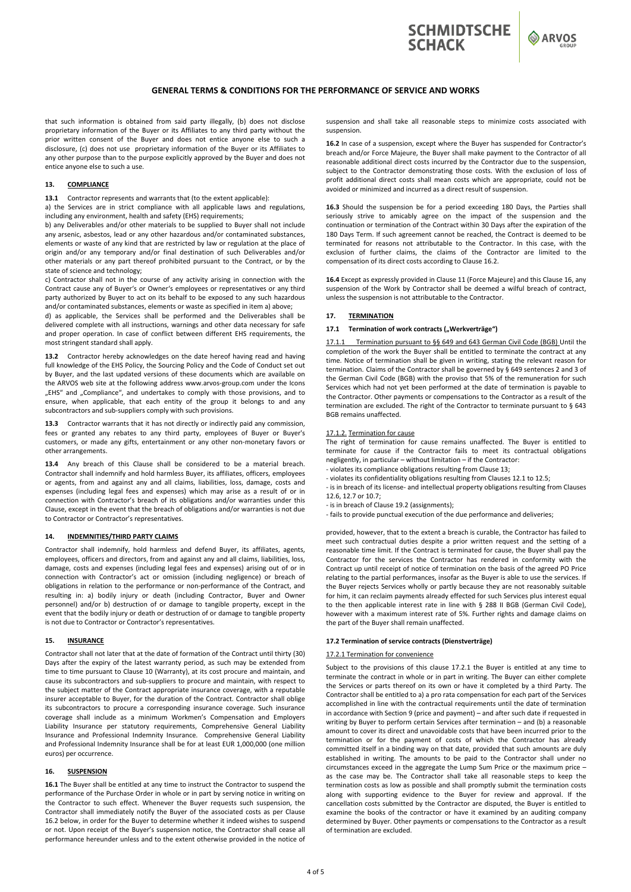# GENERAL TERMS & CONDITIONS FOR THE PERFORMANCE OF SERVICE AND WORKS

that such information is obtained from said party illegally, (b) does not disclose proprietary information of the Buyer or its Affiliates to any third party without the prior written consent of the Buyer and does not entice anyone else to such a disclosure, (c) does not use proprietary information of the Buyer or its Affiliates to any other purpose than to the purpose explicitly approved by the Buyer and does not entice anyone else to such a use.

## 13. COMPLIANCE

**13.1** Contractor represents and warrants that (to the extent applicable):

a) the Services are in strict compliance with all applicable laws and regulations, including any environment, health and safety (EHS) requirements;

b) any Deliverables and/or other materials to be supplied to Buyer shall not include any arsenic, asbestos, lead or any other hazardous and/or contaminated substances, elements or waste of any kind that are restricted by law or regulation at the place of origin and/or any temporary and/or final destination of such Deliverables and/or other materials or any part thereof prohibited pursuant to the Contract, or by the state of science and technology;

c) Contractor shall not in the course of any activity arising in connection with the Contract cause any of Buyer's or Owner's employees or representatives or any third party authorized by Buyer to act on its behalf to be exposed to any such hazardous and/or contaminated substances, elements or waste as specified in item a) above;

d) as applicable, the Services shall be performed and the Deliverables shall be delivered complete with all instructions, warnings and other data necessary for safe and proper operation. In case of conflict between different EHS requirements, the most stringent standard shall apply.

**13.2** Contractor hereby acknowledges on the date hereof having read and having full knowledge of the EHS Policy, the Sourcing Policy and the Code of Conduct set out by Buyer, and the last updated versions of these documents which are available on the ARVOS web site at the following address www.arvos-group.com under the Icons „EHS" and „Compliance", and undertakes to comply with those provisions, and to ensure, when applicable, that each entity of the group it belongs to and any subcontractors and sub-suppliers comply with such provisions.

**13.3** Contractor warrants that it has not directly or indirectly paid any commission, fees or granted any rebates to any third party, employees of Buyer or Buyer's customers, or made any gifts, entertainment or any other non-monetary favors or other arrangements.

**13.4** Any breach of this Clause shall be considered to be a material breach. Contractor shall indemnify and hold harmless Buyer, its affiliates, officers, employees or agents, from and against any and all claims, liabilities, loss, damage, costs and expenses (including legal fees and expenses) which may arise as a result of or in connection with Contractor's breach of its obligations and/or warranties under this Clause, except in the event that the breach of obligations and/or warranties is not due to Contractor or Contractor's representatives.

## 14. INDEMNITIES/THIRD PARTY CLAIMS

Contractor shall indemnify, hold harmless and defend Buyer, its affiliates, agents, employees, officers and directors, from and against any and all claims, liabilities, loss, damage, costs and expenses (including legal fees and expenses) arising out of or in connection with Contractor's act or omission (including negligence) or breach of obligations in relation to the performance or non-performance of the Contract, and resulting in: a) bodily injury or death (including Contractor, Buyer and Owner personnel) and/or b) destruction of or damage to tangible property, except in the event that the bodily injury or death or destruction of or damage to tangible property is not due to Contractor or Contractor's representatives.

## 15. INSURANCE

Contractor shall not later that at the date of formation of the Contract until thirty (30) Days after the expiry of the latest warranty period, as such may be extended from time to time pursuant to Clause 10 (Warranty), at its cost procure and maintain, and cause its subcontractors and sub-suppliers to procure and maintain, with respect to the subject matter of the Contract appropriate insurance coverage, with a reputable insurer acceptable to Buyer, for the duration of the Contract. Contractor shall oblige its subcontractors to procure a corresponding insurance coverage. Such insurance coverage shall include as a minimum Workmen's Compensation and Employers Liability Insurance per statutory requirements, Comprehensive General Liability Insurance and Professional Indemnity Insurance. Comprehensive General Liability and Professional Indemnity Insurance shall be for at least EUR 1,000,000 (one million euros) per occurrence.

## 16. SUSPENSION

**16.1** The Buyer shall be entitled at any time to instruct the Contractor to suspend the performance of the Purchase Order in whole or in part by serving notice in writing on the Contractor to such effect. Whenever the Buyer requests such suspension, the Contractor shall immediately notify the Buyer of the associated costs as per Clause 16.2 below, in order for the Buyer to determine whether it indeed wishes to suspend or not. Upon receipt of the Buyer's suspension notice, the Contractor shall cease all performance hereunder unless and to the extent otherwise provided in the notice of suspension and shall take all reasonable steps to minimize costs associated with suspension.

**16.2** In case of a suspension, except where the Buyer has suspended for Contractor's breach and/or Force Majeure, the Buyer shall make payment to the Contractor of all reasonable additional direct costs incurred by the Contractor due to the suspension, subject to the Contractor demonstrating those costs. With the exclusion of loss of profit additional direct costs shall mean costs which are appropriate, could not be avoided or minimized and incurred as a direct result of suspension.

**16.3** Should the suspension be for a period exceeding 180 Days, the Parties shall seriously strive to amicably agree on the impact of the suspension and the continuation or termination of the Contract within 30 Days after the expiration of the 180 Days Term. If such agreement cannot be reached, the Contract is deemed to be terminated for reasons not attributable to the Contractor. In this case, with the exclusion of further claims, the claims of the Contractor are limited to the compensation of its direct costs according to Clause 16.2.

**16.4** Except as expressly provided in Clause 11 (Force Majeure) and this Clause 16, any suspension of the Work by Contractor shall be deemed a wilful breach of contract, unless the suspension is not attributable to the Contractor.

## 17. TERMINATION

### 17.1 Termination of work contracts („Werkverträge")

17.1.1 Termination pursuant to §§ 649 and 643 German Civil Code (BGB) Until the completion of the work the Buyer shall be entitled to terminate the contract at any time. Notice of termination shall be given in writing, stating the relevant reason for termination. Claims of the Contractor shall be governed by § 649 sentences 2 and 3 of the German Civil Code (BGB) with the proviso that 5% of the remuneration for such Services which had not yet been performed at the date of termination is payable to the Contractor. Other payments or compensations to the Contractor as a result of the termination are excluded. The right of the Contractor to terminate pursuant to § 643 BGB remains unaffected.

17.1.2. Termination for cause

The right of termination for cause remains unaffected. The Buyer is entitled to terminate for cause if the Contractor fails to meet its contractual obligations negligently, in particular – without limitation – if the Contractor:

- violates its compliance obligations resulting from Clause 13;
- violates its confidentiality obligations resulting from Clauses 12.1 to 12.5;
- is in breach of its license- and intellectual property obligations resulting from Clauses 12.6, 12.7 or 10.7;
- is in breach of Clause 19.2 (assignments);
- fails to provide punctual execution of the due performance and deliveries;

provided, however, that to the extent a breach is curable, the Contractor has failed to meet such contractual duties despite a prior written request and the setting of a reasonable time limit. If the Contract is terminated for cause, the Buyer shall pay the Contractor for the services the Contractor has rendered in conformity with the Contract up until receipt of notice of termination on the basis of the agreed PO Price relating to the partial performances, insofar as the Buyer is able to use the services. If the Buyer rejects Services wholly or partly because they are not reasonably suitable for him, it can reclaim payments already effected for such Services plus interest equal to the then applicable interest rate in line with § 288 II BGB (German Civil Code), however with a maximum interest rate of 5%. Further rights and damage claims on the part of the Buyer shall remain unaffected.

### 17.2 Termination of service contracts (Dienstverträge)

17.2.1 Termination for convenience

Subject to the provisions of this clause 17.2.1 the Buyer is entitled at any time to terminate the contract in whole or in part in writing. The Buyer can either complete the Services or parts thereof on its own or have it completed by a third Party. The Contractor shall be entitled to a) a pro rata compensation for each part of the Services accomplished in line with the contractual requirements until the date of termination in accordance with Section 9 (price and payment) – and after such date if requested in writing by Buyer to perform certain Services after termination – and (b) a reasonable amount to cover its direct and unavoidable costs that have been incurred prior to the termination or for the payment of costs of which the Contractor has already committed itself in a binding way on that date, provided that such amounts are duly established in writing. The amounts to be paid to the Contractor shall under no circumstances exceed in the aggregate the Lump Sum Price or the maximum price – as the case may be. The Contractor shall take all reasonable steps to keep the termination costs as low as possible and shall promptly submit the termination costs along with supporting evidence to the Buyer for review and approval. If the cancellation costs submitted by the Contractor are disputed, the Buyer is entitled to examine the books of the contractor or have it examined by an auditing company determined by Buyer. Other payments or compensations to the Contractor as a result of termination are excluded.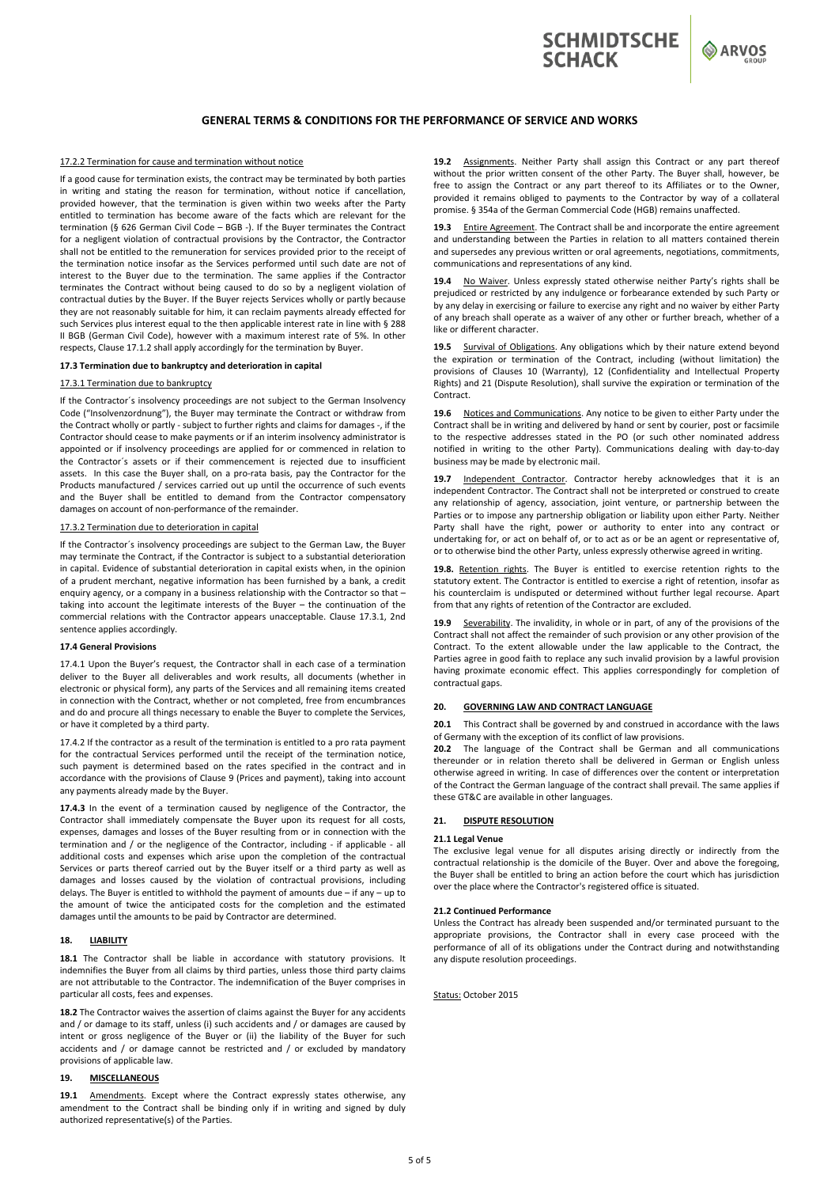# GENERAL TERMS & CONDITIONS FOR THE PERFORMANCE OF SERVICE AND WORKS

17.2.2 Termination for cause and termination without notice

If a good cause for termination exists, the contract may be terminated by both parties in writing and stating the reason for termination, without notice if cancellation, provided however, that the termination is given within two weeks after the Party entitled to termination has become aware of the facts which are relevant for the termination (§ 626 German Civil Code – BGB -). If the Buyer terminates the Contract for a negligent violation of contractual provisions by the Contractor, the Contractor shall not be entitled to the remuneration for services provided prior to the receipt of the termination notice insofar as the Services performed until such date are not of interest to the Buyer due to the termination. The same applies if the Contractor terminates the Contract without being caused to do so by a negligent violation of contractual duties by the Buyer. If the Buyer rejects Services wholly or partly because they are not reasonably suitable for him, it can reclaim payments already effected for such Services plus interest equal to the then applicable interest rate in line with § 288 II BGB (German Civil Code), however with a maximum interest rate of 5%. In other respects, Clause 17.1.2 shall apply accordingly for the termination by Buyer.

**17.3 Termination due to bankruptcy and deterioration in capital**

17.3.1 Termination due to bankruptcy

If the Contractor´s insolvency proceedings are not subject to the German Insolvency Code ("Insolvenzordnung"), the Buyer may terminate the Contract or withdraw from the Contract wholly or partly - subject to further rights and claims for damages -, if the Contractor should cease to make payments or if an interim insolvency administrator is appointed or if insolvency proceedings are applied for or commenced in relation to the Contractor´s assets or if their commencement is rejected due to insufficient assets. In this case the Buyer shall, on a pro-rata basis, pay the Contractor for the Products manufactured / services carried out up until the occurrence of such events and the Buyer shall be entitled to demand from the Contractor compensatory damages on account of non-performance of the remainder.

17.3.2 Termination due to deterioration in capital

If the Contractor´s insolvency proceedings are subject to the German Law, the Buyer may terminate the Contract, if the Contractor is subject to a substantial deterioration in capital. Evidence of substantial deterioration in capital exists when, in the opinion of a prudent merchant, negative information has been furnished by a bank, a credit enquiry agency, or a company in a business relationship with the Contractor so that – taking into account the legitimate interests of the Buyer – the continuation of the commercial relations with the Contractor appears unacceptable. Clause 17.3.1, 2nd sentence applies accordingly.

**17.4 General Provisions**

17.4.1 Upon the Buyer's request, the Contractor shall in each case of a termination deliver to the Buyer all deliverables and work results, all documents (whether in electronic or physical form), any parts of the Services and all remaining items created in connection with the Contract, whether or not completed, free from encumbrances and do and procure all things necessary to enable the Buyer to complete the Services, or have it completed by a third party.

17.4.2 If the contractor as a result of the termination is entitled to a pro rata payment for the contractual Services performed until the receipt of the termination notice, such payment is determined based on the rates specified in the contract and in accordance with the provisions of Clause 9 (Prices and payment), taking into account any payments already made by the Buyer.

**17.4.3** In the event of a termination caused by negligence of the Contractor, the Contractor shall immediately compensate the Buyer upon its request for all costs, expenses, damages and losses of the Buyer resulting from or in connection with the termination and / or the negligence of the Contractor, including - if applicable - all additional costs and expenses which arise upon the completion of the contractual Services or parts thereof carried out by the Buyer itself or a third party as well as damages and losses caused by the violation of contractual provisions, including delays. The Buyer is entitled to withhold the payment of amounts due – if any – up to the amount of twice the anticipated costs for the completion and the estimated damages until the amounts to be paid by Contractor are determined.

## 18. LIABILITY

**18.1** The Contractor shall be liable in accordance with statutory provisions. It indemnifies the Buyer from all claims by third parties, unless those third party claims are not attributable to the Contractor. The indemnification of the Buyer comprises in particular all costs, fees and expenses.

**18.2** The Contractor waives the assertion of claims against the Buyer for any accidents and / or damage to its staff, unless (i) such accidents and / or damages are caused by intent or gross negligence of the Buyer or (ii) the liability of the Buyer for such accidents and / or damage cannot be restricted and / or excluded by mandatory provisions of applicable law.

## 19. MISCELLANEOUS

**19.1** Amendments. Except where the Contract expressly states otherwise, any amendment to the Contract shall be binding only if in writing and signed by duly authorized representative(s) of the Parties.

**19.2** Assignments. Neither Party shall assign this Contract or any part thereof without the prior written consent of the other Party. The Buyer shall, however, be free to assign the Contract or any part thereof to its Affiliates or to the Owner, provided it remains obliged to payments to the Contractor by way of a collateral promise. § 354a of the German Commercial Code (HGB) remains unaffected.

**19.3** Entire Agreement. The Contract shall be and incorporate the entire agreement and understanding between the Parties in relation to all matters contained therein and supersedes any previous written or oral agreements, negotiations, commitments, communications and representations of any kind.

**19.4** No Waiver. Unless expressly stated otherwise neither Party's rights shall be prejudiced or restricted by any indulgence or forbearance extended by such Party or by any delay in exercising or failure to exercise any right and no waiver by either Party of any breach shall operate as a waiver of any other or further breach, whether of a like or different character.

**19.5** Survival of Obligations. Any obligations which by their nature extend beyond the expiration or termination of the Contract, including (without limitation) the provisions of Clauses 10 (Warranty), 12 (Confidentiality and Intellectual Property Rights) and 21 (Dispute Resolution), shall survive the expiration or termination of the Contract.

**19.6** Notices and Communications. Any notice to be given to either Party under the Contract shall be in writing and delivered by hand or sent by courier, post or facsimile to the respective addresses stated in the PO (or such other nominated address notified in writing to the other Party). Communications dealing with day-to-day business may be made by electronic mail.

**19.7** Independent Contractor. Contractor hereby acknowledges that it is an independent Contractor. The Contract shall not be interpreted or construed to create any relationship of agency, association, joint venture, or partnership between the Parties or to impose any partnership obligation or liability upon either Party. Neither Party shall have the right, power or authority to enter into any contract or undertaking for, or act on behalf of, or to act as or be an agent or representative of, or to otherwise bind the other Party, unless expressly otherwise agreed in writing.

**19.8.** Retention rights. The Buyer is entitled to exercise retention rights to the statutory extent. The Contractor is entitled to exercise a right of retention, insofar as his counterclaim is undisputed or determined without further legal recourse. Apart from that any rights of retention of the Contractor are excluded.

**19.9** Severability. The invalidity, in whole or in part, of any of the provisions of the Contract shall not affect the remainder of such provision or any other provision of the Contract. To the extent allowable under the law applicable to the Contract, the Parties agree in good faith to replace any such invalid provision by a lawful provision having proximate economic effect. This applies correspondingly for completion of contractual gaps.

## 20. GOVERNING LAW AND CONTRACT LANGUAGE

**20.1** This Contract shall be governed by and construed in accordance with the laws of Germany with the exception of its conflict of law provisions.

**20.2** The language of the Contract shall be German and all communications thereunder or in relation thereto shall be delivered in German or English unless otherwise agreed in writing. In case of differences over the content or interpretation of the Contract the German language of the contract shall prevail. The same applies if these GT&C are available in other languages.

## 21. DISPUTE RESOLUTION

**21.1 Legal Venue**

The exclusive legal venue for all disputes arising directly or indirectly from the contractual relationship is the domicile of the Buyer. Over and above the foregoing, the Buyer shall be entitled to bring an action before the court which has jurisdiction over the place where the Contractor's registered office is situated.

**21.2 Continued Performance**

Unless the Contract has already been suspended and/or terminated pursuant to the appropriate provisions, the Contractor shall in every case proceed with the performance of all of its obligations under the Contract during and notwithstanding any dispute resolution proceedings.

Status: October 2015